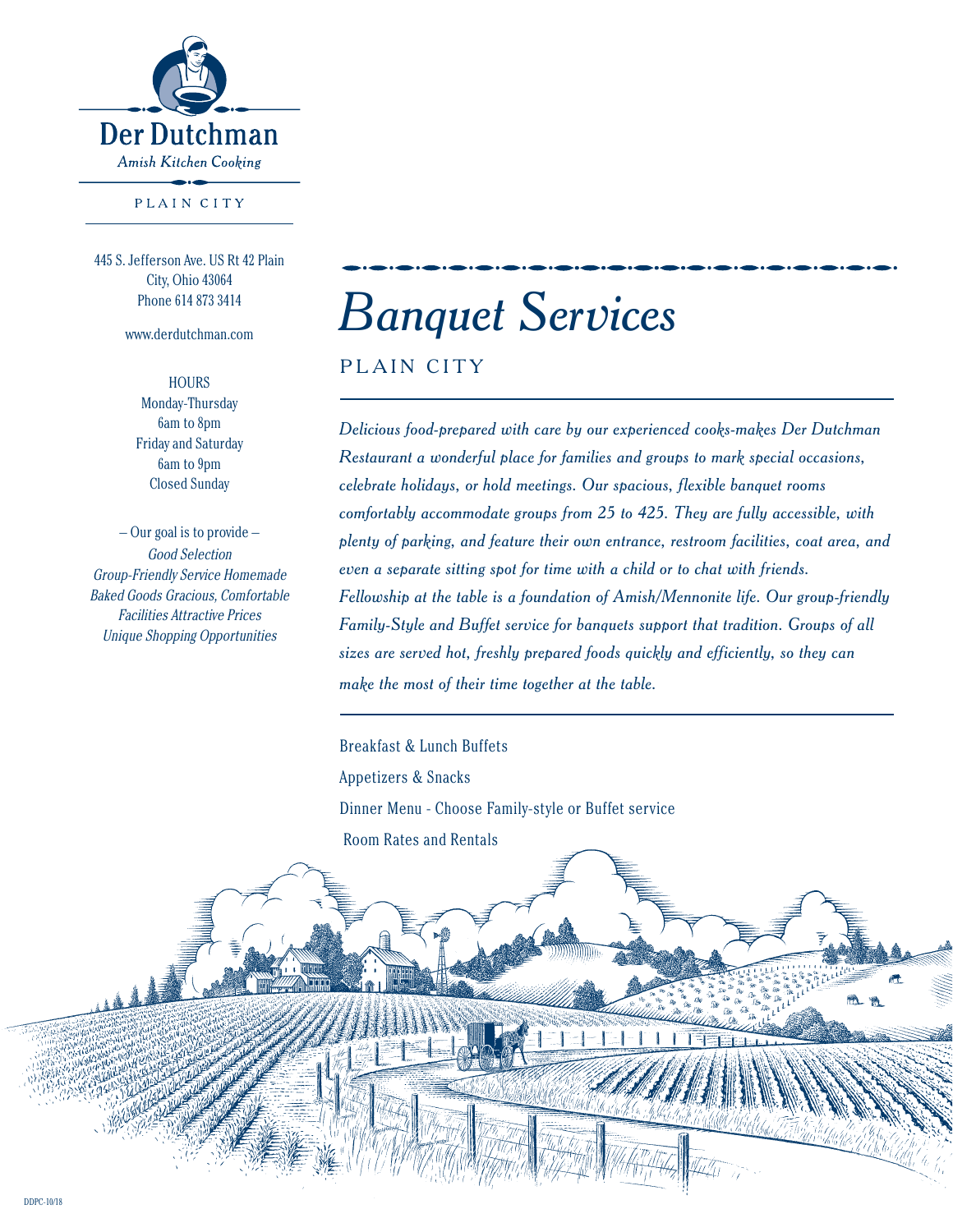# Der Dutchman

*Amish Kitchen Cooking*

PLAIN CITY

445 S. Jefferson Ave. US Rt 42 Plain City, Ohio 43064
Phone 614 873 3414

www.derdutchman.com

HOURS
Monday-Thursday
6am to 8pm
Friday and Saturday
6am to 9pm
Closed Sunday

– Our goal is to provide –
*Good Selection*
*Group-Friendly Service Homemade Baked Goods Gracious, Comfortable Facilities Attractive Prices*
*Unique Shopping Opportunities*

# *Banquet Services*

PLAIN CITY

*Delicious food-prepared with care by our experienced cooks-makes Der Dutchman Restaurant a wonderful place for families and groups to mark special occasions, celebrate holidays, or hold meetings. Our spacious, flexible banquet rooms comfortably accommodate groups from 25 to 425. They are fully accessible, with plenty of parking, and feature their own entrance, restroom facilities, coat area, and even a separate sitting spot for time with a child or to chat with friends. Fellowship at the table is a foundation of Amish/Mennonite life. Our group-friendly Family-Style and Buffet service for banquets support that tradition. Groups of all sizes are served hot, freshly prepared foods quickly and efficiently, so they can make the most of their time together at the table.*

Breakfast & Lunch Buffets

Appetizers & Snacks

Dinner Menu - Choose Family-style or Buffet service

Room Rates and Rentals

DDPC-10/18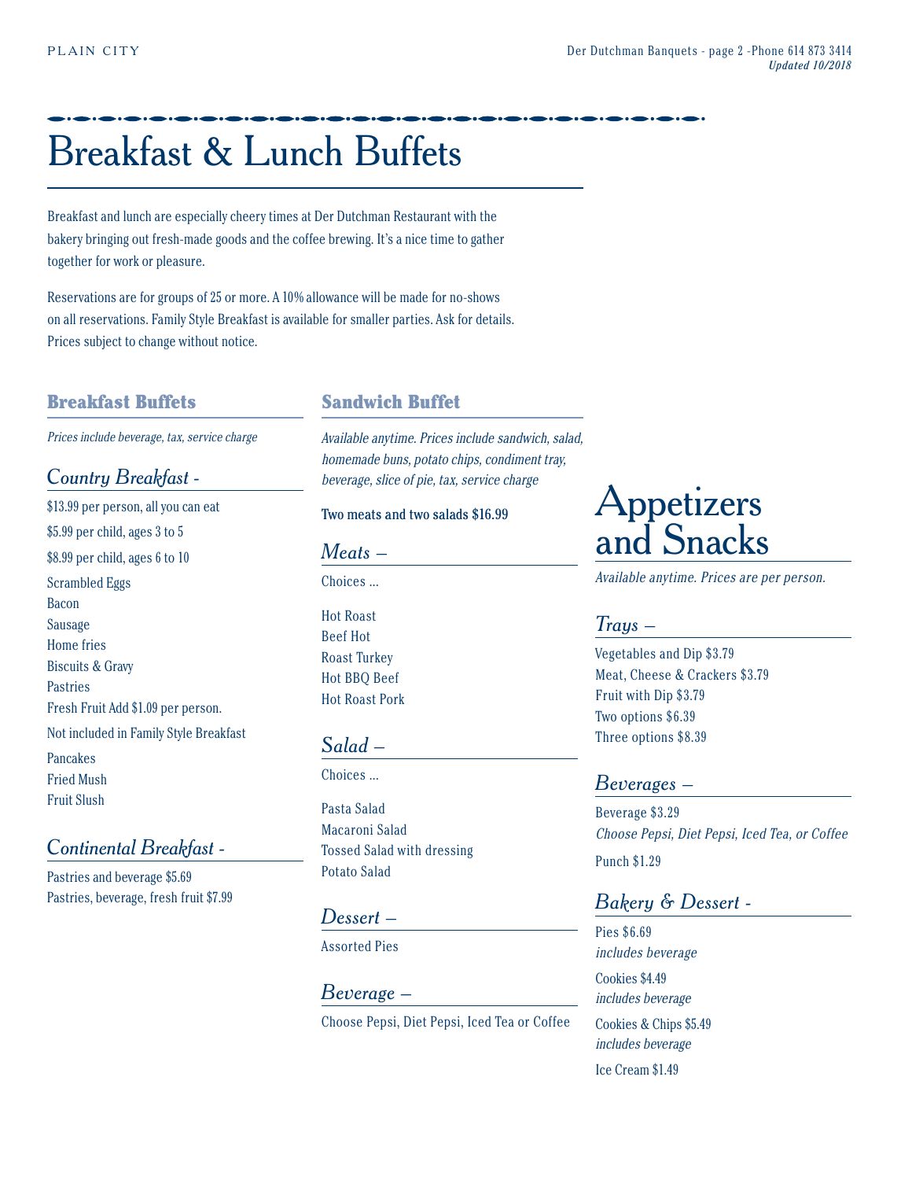# Breakfast & Lunch Buffets

Breakfast and lunch are especially cheery times at Der Dutchman Restaurant with the bakery bringing out fresh-made goods and the coffee brewing. It's a nice time to gather together for work or pleasure.

Reservations are for groups of 25 or more. A 10% allowance will be made for no-shows on all reservations. Family Style Breakfast is available for smaller parties. Ask for details. Prices subject to change without notice.

## Breakfast Buffets

*Prices include beverage, tax, service charge*

### Country Breakfast -

$13.99 per person, all you can eat
$5.99 per child, ages 3 to 5
$8.99 per child, ages 6 to 10

Scrambled Eggs
Bacon
Sausage
Home fries
Biscuits & Gravy
Pastries
Fresh Fruit Add $1.09 per person.

Not included in Family Style Breakfast

Pancakes
Fried Mush
Fruit Slush

### Continental Breakfast -

Pastries and beverage $5.69
Pastries, beverage, fresh fruit $7.99

## Sandwich Buffet

*Available anytime. Prices include sandwich, salad, homemade buns, potato chips, condiment tray, beverage, slice of pie, tax, service charge*

Two meats and two salads $16.99

### Meats –

Choices ...

Hot Roast
Beef Hot
Roast Turkey
Hot BBQ Beef
Hot Roast Pork

### Salad –

Choices ...

Pasta Salad
Macaroni Salad
Tossed Salad with dressing
Potato Salad

### Dessert –

Assorted Pies

### Beverage –

Choose Pepsi, Diet Pepsi, Iced Tea or Coffee

# Appetizers and Snacks

*Available anytime. Prices are per person.*

### Trays –

Vegetables and Dip $3.79
Meat, Cheese & Crackers $3.79
Fruit with Dip $3.79
Two options $6.39
Three options $8.39

### Beverages –

Beverage $3.29
*Choose Pepsi, Diet Pepsi, Iced Tea, or Coffee*

Punch $1.29

### Bakery & Dessert -

Pies $6.69
*includes beverage*

Cookies $4.49
*includes beverage*

Cookies & Chips $5.49
*includes beverage*

Ice Cream $1.49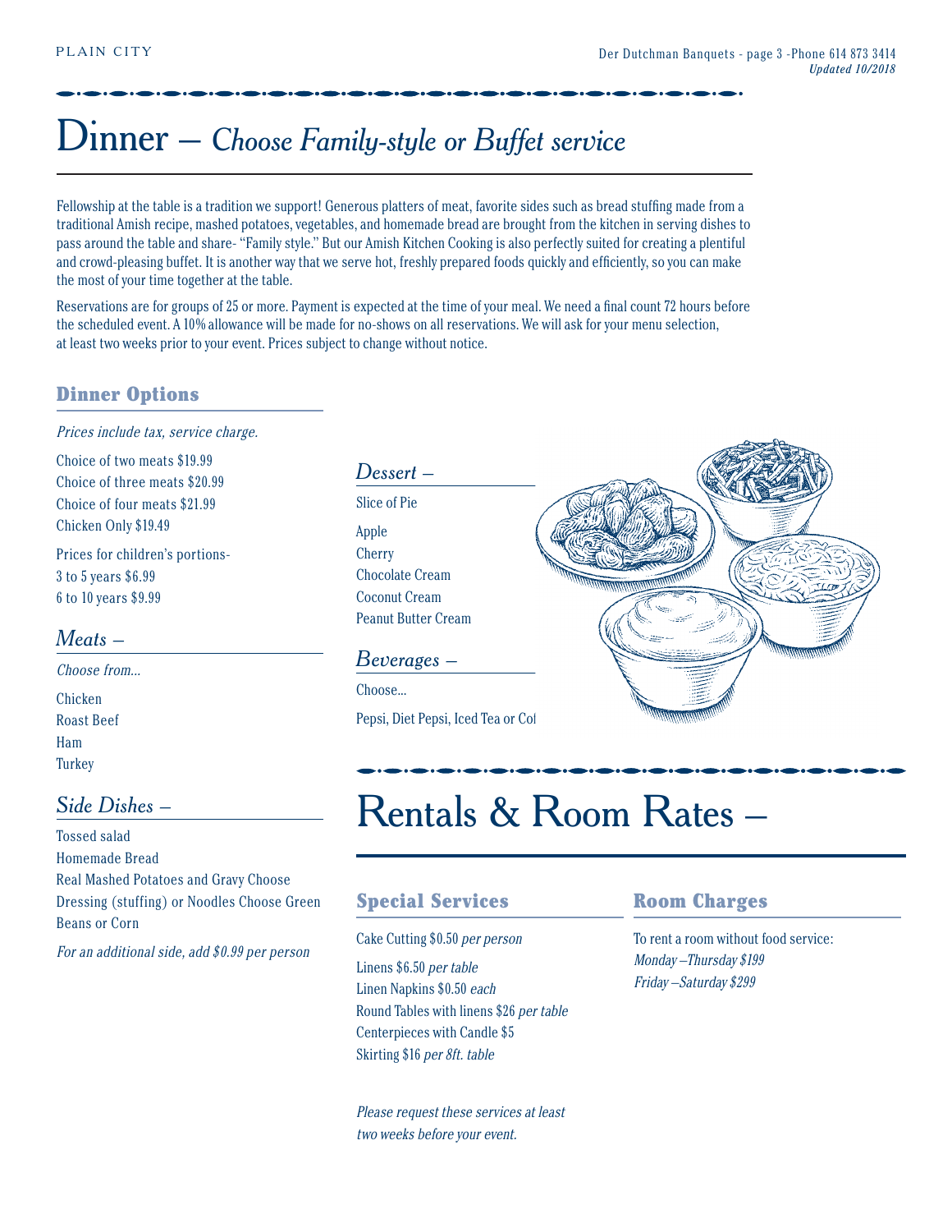# Dinner – *Choose Family-style or Buffet service*

Fellowship at the table is a tradition we support! Generous platters of meat, favorite sides such as bread stuffing made from a traditional Amish recipe, mashed potatoes, vegetables, and homemade bread are brought from the kitchen in serving dishes to pass around the table and share- "Family style." But our Amish Kitchen Cooking is also perfectly suited for creating a plentiful and crowd-pleasing buffet. It is another way that we serve hot, freshly prepared foods quickly and efficiently, so you can make the most of your time together at the table.

Reservations are for groups of 25 or more. Payment is expected at the time of your meal. We need a final count 72 hours before the scheduled event. A 10% allowance will be made for no-shows on all reservations. We will ask for your menu selection, at least two weeks prior to your event. Prices subject to change without notice.

## Dinner Options

*Prices include tax, service charge.*

Choice of two meats $19.99
Choice of three meats $20.99
Choice of four meats $21.99
Chicken Only $19.49

Prices for children's portions-
3 to 5 years $6.99
6 to 10 years $9.99

### *Meats –*

*Choose from...*

Chicken
Roast Beef
Ham
Turkey

### *Side Dishes –*

Tossed salad
Homemade Bread
Real Mashed Potatoes and Gravy Choose Dressing (stuffing) or Noodles Choose Green Beans or Corn

*For an additional side, add $0.99 per person*

### *Dessert –*

Slice of Pie

Apple
Cherry
Chocolate Cream
Coconut Cream
Peanut Butter Cream

### *Beverages –*

Choose...

Pepsi, Diet Pepsi, Iced Tea or Cof

# Rentals & Room Rates –

## Special Services

Cake Cutting $0.50 *per person*

Linens $6.50 *per table*
Linen Napkins $0.50 *each*
Round Tables with linens $26 *per table*
Centerpieces with Candle $5
Skirting $16 *per 8ft. table*

*Please request these services at least two weeks before your event.*

## Room Charges

To rent a room without food service:
*Monday –Thursday $199*
*Friday –Saturday $299*